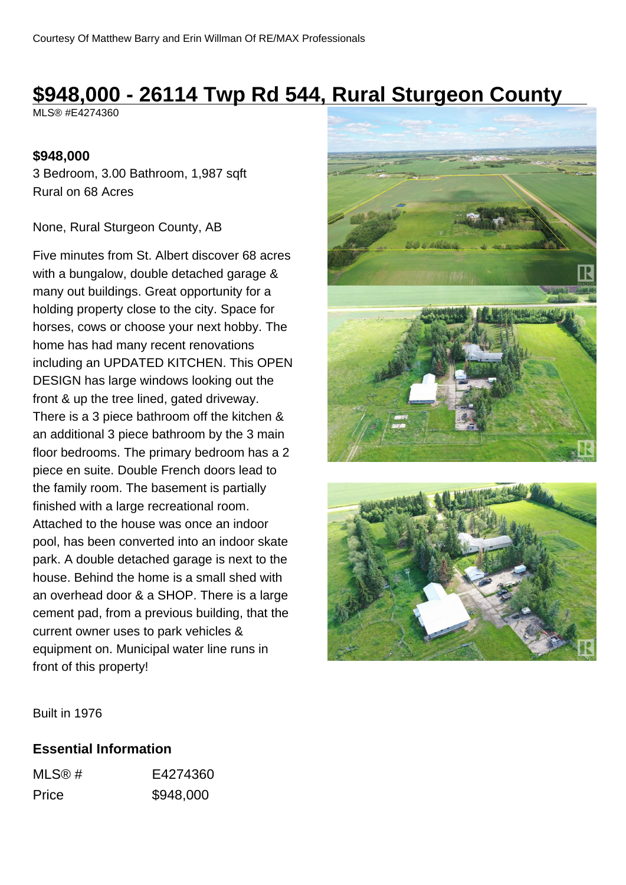Courtesy Of Matthew Barry and Erin Willman Of RE/MAX Professionals

# $948,000 - 26114 Twp Rd 544, Rural Sturgeon County

MLS® #E4274360

**$948,000**

3 Bedroom, 3.00 Bathroom, 1,987 sqft

Rural on 68 Acres

None, Rural Sturgeon County, AB

Five minutes from St. Albert discover 68 acres with a bungalow, double detached garage & many out buildings. Great opportunity for a holding property close to the city. Space for horses, cows or choose your next hobby. The home has had many recent renovations including an UPDATED KITCHEN. This OPEN DESIGN has large windows looking out the front & up the tree lined, gated driveway. There is a 3 piece bathroom off the kitchen & an additional 3 piece bathroom by the 3 main floor bedrooms. The primary bedroom has a 2 piece en suite. Double French doors lead to the family room. The basement is partially finished with a large recreational room. Attached to the house was once an indoor pool, has been converted into an indoor skate park. A double detached garage is next to the house. Behind the home is a small shed with an overhead door & a SHOP. There is a large cement pad, from a previous building, that the current owner uses to park vehicles & equipment on. Municipal water line runs in front of this property!

Built in 1976

## Essential Information

| | |
|---|---|
| MLS® # | E4274360 |
| Price | $948,000 |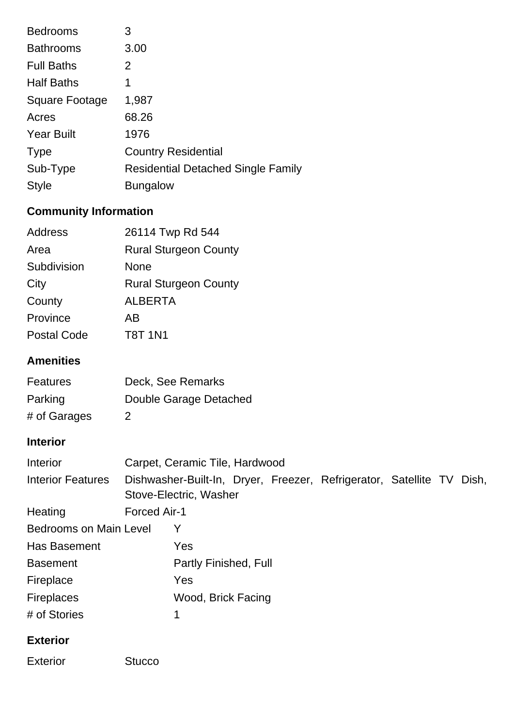| | |
|---|---|
| Bedrooms | 3 |
| Bathrooms | 3.00 |
| Full Baths | 2 |
| Half Baths | 1 |
| Square Footage | 1,987 |
| Acres | 68.26 |
| Year Built | 1976 |
| Type | Country Residential |
| Sub-Type | Residential Detached Single Family |
| Style | Bungalow |

## Community Information

| | |
|---|---|
| Address | 26114 Twp Rd 544 |
| Area | Rural Sturgeon County |
| Subdivision | None |
| City | Rural Sturgeon County |
| County | ALBERTA |
| Province | AB |
| Postal Code | T8T 1N1 |

## Amenities

| | |
|---|---|
| Features | Deck, See Remarks |
| Parking | Double Garage Detached |
| # of Garages | 2 |

## Interior

| | |
|---|---|
| Interior | Carpet, Ceramic Tile, Hardwood |
| Interior Features | Dishwasher-Built-In, Dryer, Freezer, Refrigerator, Satellite TV Dish, Stove-Electric, Washer |
| Heating | Forced Air-1 |
| Bedrooms on Main Level | Y |
| Has Basement | Yes |
| Basement | Partly Finished, Full |
| Fireplace | Yes |
| Fireplaces | Wood, Brick Facing |
| # of Stories | 1 |

## Exterior

| | |
|---|---|
| Exterior | Stucco |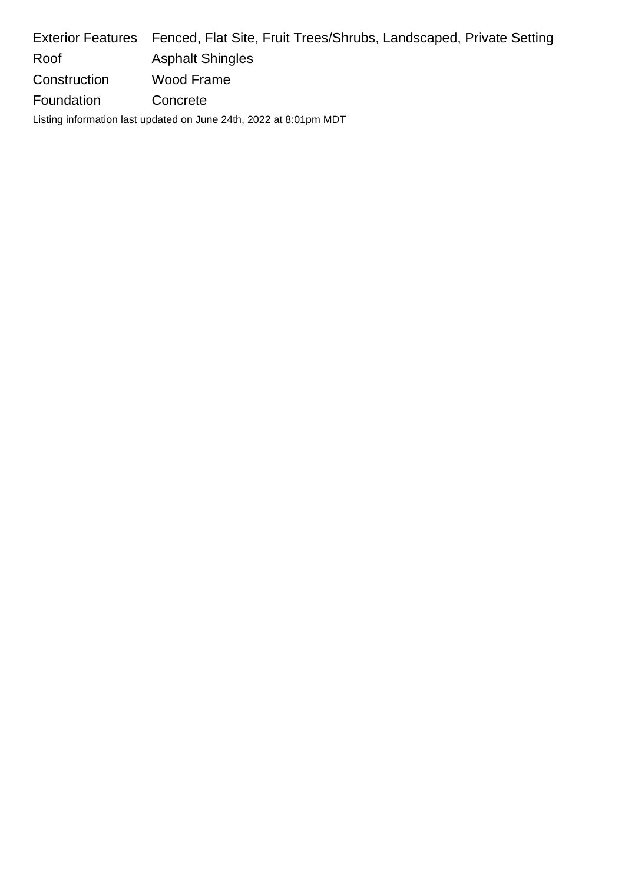| | |
|---|---|
| Exterior Features | Fenced, Flat Site, Fruit Trees/Shrubs, Landscaped, Private Setting |
| Roof | Asphalt Shingles |
| Construction | Wood Frame |
| Foundation | Concrete |

Listing information last updated on June 24th, 2022 at 8:01pm MDT